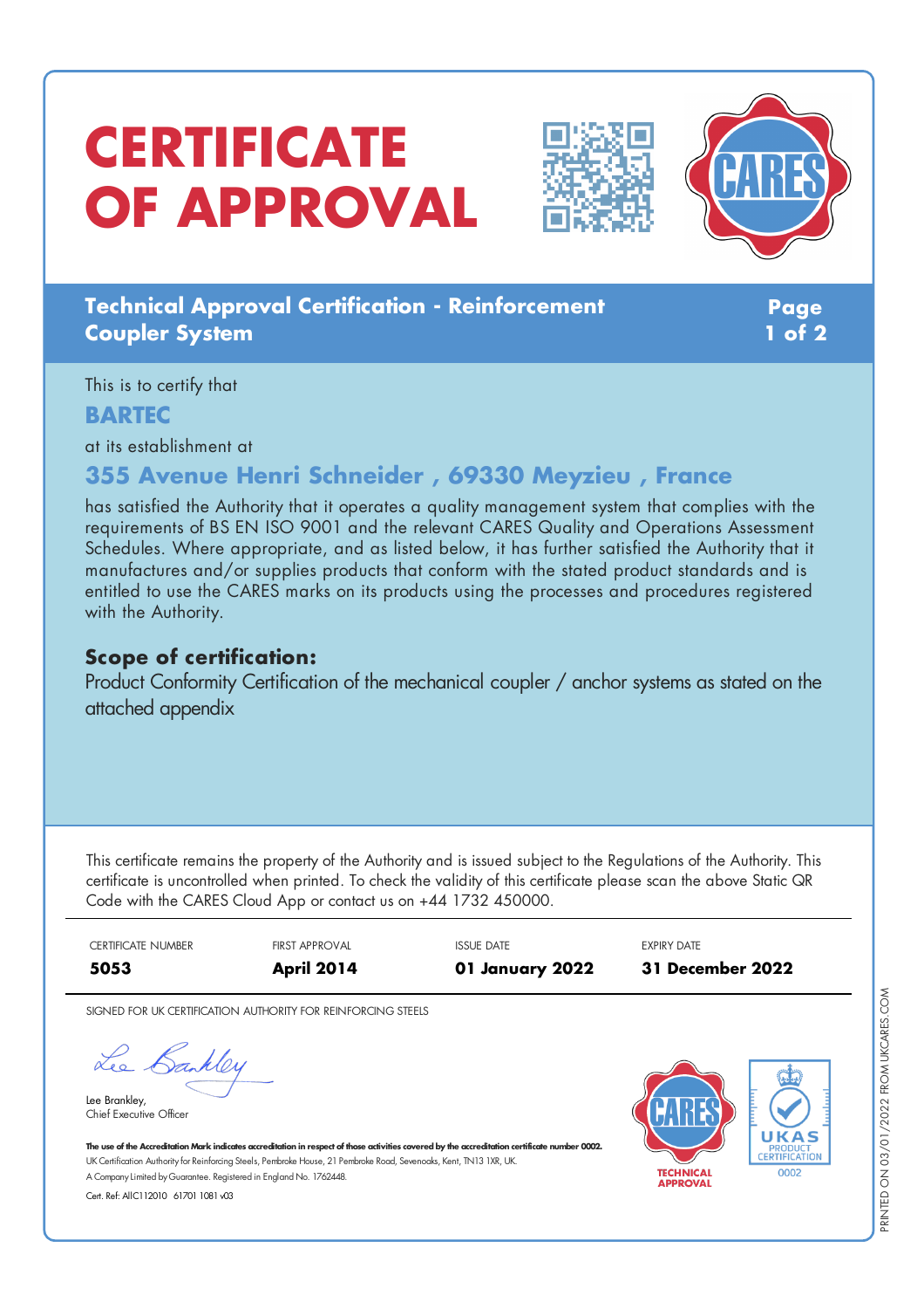# CERTIFICATE OF APPROVAL

## Technical Approval Certification - Reinforcement Coupler System

This is to certify that

**BARTEC**

at its establishment at

**355 Avenue Henri Schneider , 69330 Meyzieu , France**

has satisfied the Authority that it operates a quality management system that complies with the requirements of BS EN ISO 9001 and the relevant CARES Quality and Operations Assessment Schedules. Where appropriate, and as listed below, it has further satisfied the Authority that it manufactures and/or supplies products that conform with the stated product standards and is entitled to use the CARES marks on its products using the processes and procedures registered with the Authority.

### Scope of certification:

Product Conformity Certification of the mechanical coupler / anchor systems as stated on the attached appendix

This certificate remains the property of the Authority and is issued subject to the Regulations of the Authority. This certificate is uncontrolled when printed. To check the validity of this certificate please scan the above Static QR Code with the CARES Cloud App or contact us on +44 1732 450000.

| CERTIFICATE NUMBER | FIRST APPROVAL | ISSUE DATE | EXPIRY DATE |
|---|---|---|---|
| **5053** | **April 2014** | **01 January 2022** | **31 December 2022** |

SIGNED FOR UK CERTIFICATION AUTHORITY FOR REINFORCING STEELS

Lee Brankley,
Chief Executive Officer

**The use of the Accreditation Mark indicates accreditation in respect of those activities covered by the accreditation certificate number 0002.**
UK Certification Authority for Reinforcing Steels, Pembroke House, 21 Pembroke Road, Sevenoaks, Kent, TN13 1XR, UK.
A Company Limited by Guarantee. Registered in England No. 1762448.
Cert. Ref: AllC112010 61701 1081 v03

TECHNICAL APPROVAL

UKAS PRODUCT CERTIFICATION 0002

PRINTED ON 03/01/2022 FROM UKCARES.COM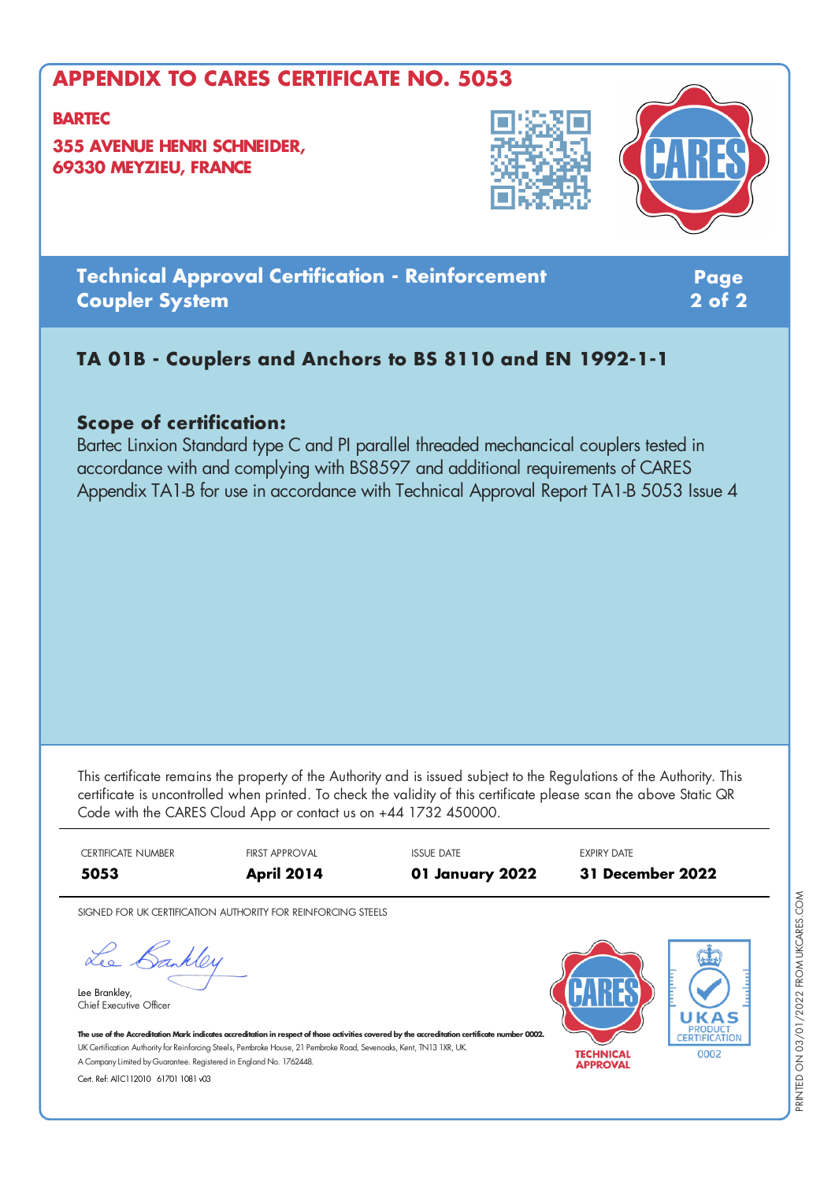# APPENDIX TO CARES CERTIFICATE NO. 5053

**BARTEC**

**355 AVENUE HENRI SCHNEIDER,**
**69330 MEYZIEU, FRANCE**

## Technical Approval Certification - Reinforcement Coupler System

### TA 01B - Couplers and Anchors to BS 8110 and EN 1992-1-1

**Scope of certification:**

Bartec Linxion Standard type C and PI parallel threaded mechancical couplers tested in accordance with and complying with BS8597 and additional requirements of CARES Appendix TA1-B for use in accordance with Technical Approval Report TA1-B 5053 Issue 4

This certificate remains the property of the Authority and is issued subject to the Regulations of the Authority. This certificate is uncontrolled when printed. To check the validity of this certificate please scan the above Static QR Code with the CARES Cloud App or contact us on +44 1732 450000.

| CERTIFICATE NUMBER | FIRST APPROVAL | ISSUE DATE | EXPIRY DATE |
|---|---|---|---|
| **5053** | **April 2014** | **01 January 2022** | **31 December 2022** |

SIGNED FOR UK CERTIFICATION AUTHORITY FOR REINFORCING STEELS

Lee Brankley,
Chief Executive Officer

**The use of the Accreditation Mark indicates accreditation in respect of those activities covered by the accreditation certificate number 0002.**
UK Certification Authority for Reinforcing Steels, Pembroke House, 21 Pembroke Road, Sevenoaks, Kent, TN13 1XR, UK.
A Company Limited by Guarantee. Registered in England No. 1762448.

Cert. Ref: AIIC112010 61701 1081 v03

TECHNICAL APPROVAL

UKAS PRODUCT CERTIFICATION 0002

PRINTED ON 03/01/2022 FROM UKCARES.COM